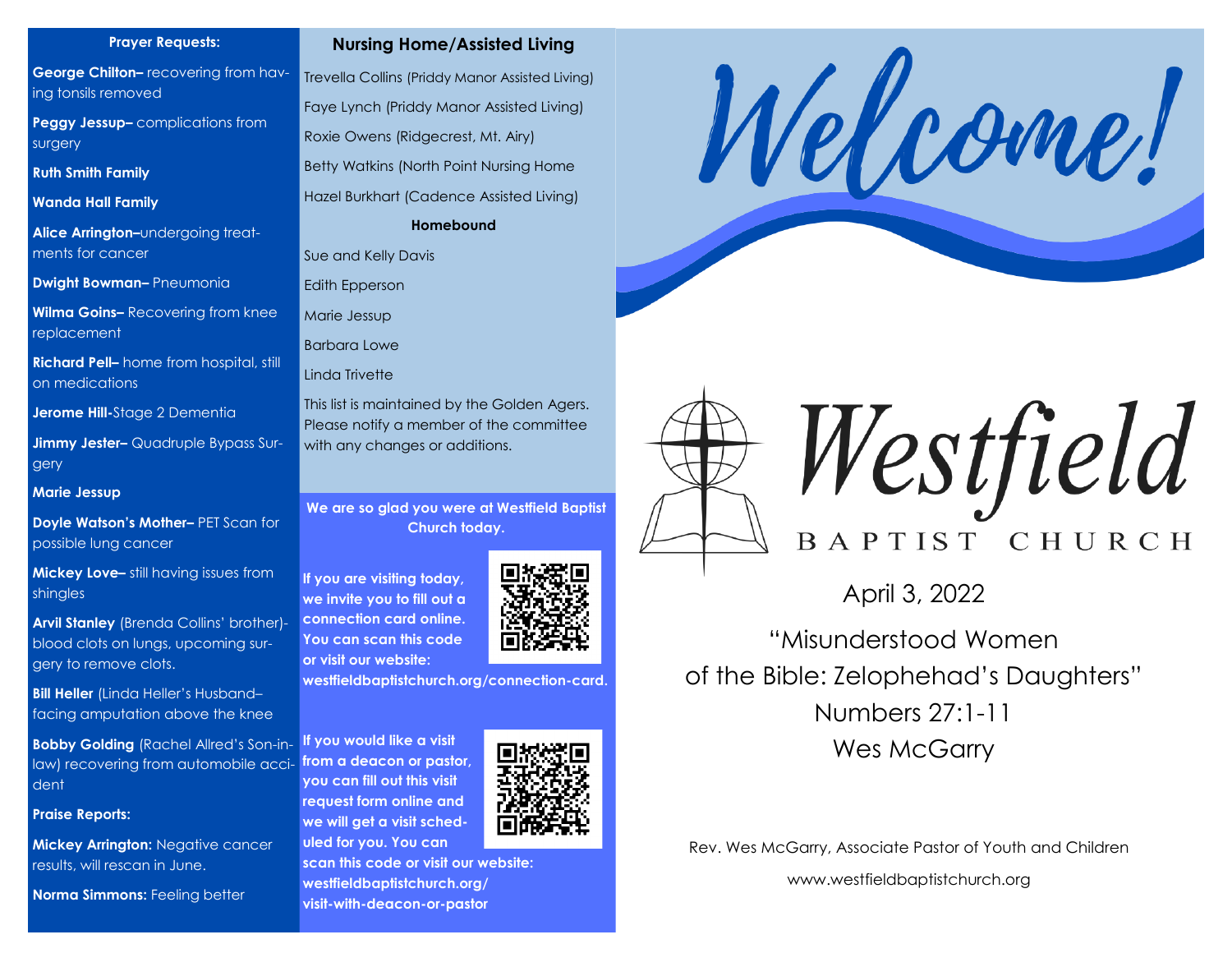## Prayer Requests:

**George Chilton–** recovering from having tonsils removed

**Peggy Jessup–** complications from surgery

**Ruth Smith Family**

**Wanda Hall Family**

**Alice Arrington–**undergoing treatments for cancer

**Dwight Bowman–** Pneumonia

**Wilma Goins–** Recovering from knee replacement

**Richard Pell–** home from hospital, still on medications

**Jerome Hill-**Stage 2 Dementia

**Jimmy Jester–** Quadruple Bypass Surgery

**Marie Jessup**

**Doyle Watson's Mother–** PET Scan for possible lung cancer

**Mickey Love–** still having issues from shingles

**Arvil Stanley** (Brenda Collins' brother)- blood clots on lungs, upcoming surgery to remove clots.

**Bill Heller** (Linda Heller's Husband– facing amputation above the knee

**Bobby Golding** (Rachel Allred's Son-in-law) recovering from automobile accident

**Praise Reports:**

**Mickey Arrington:** Negative cancer results, will rescan in June.

**Norma Simmons:** Feeling better

## Nursing Home/Assisted Living

Trevella Collins (Priddy Manor Assisted Living)

Faye Lynch (Priddy Manor Assisted Living)

Roxie Owens (Ridgecrest, Mt. Airy)

Betty Watkins (North Point Nursing Home

Hazel Burkhart (Cadence Assisted Living)

**Homebound**

Sue and Kelly Davis

Edith Epperson

Marie Jessup

Barbara Lowe

Linda Trivette

This list is maintained by the Golden Agers. Please notify a member of the committee with any changes or additions.

**We are so glad you were at Westfield Baptist Church today.**

**If you are visiting today, we invite you to fill out a connection card online. You can scan this code or visit our website: westfieldbaptistchurch.org/connection-card.**

**If you would like a visit from a deacon or pastor, you can fill out this visit request form online and we will get a visit scheduled for you. You can scan this code or visit our website: westfieldbaptistchurch.org/visit-with-deacon-or-pastor**

# Welcome!

# Westfield BAPTIST CHURCH

April 3, 2022

"Misunderstood Women of the Bible: Zelophehad's Daughters"

Numbers 27:1-11

Wes McGarry

Rev. Wes McGarry, Associate Pastor of Youth and Children

www.westfieldbaptistchurch.org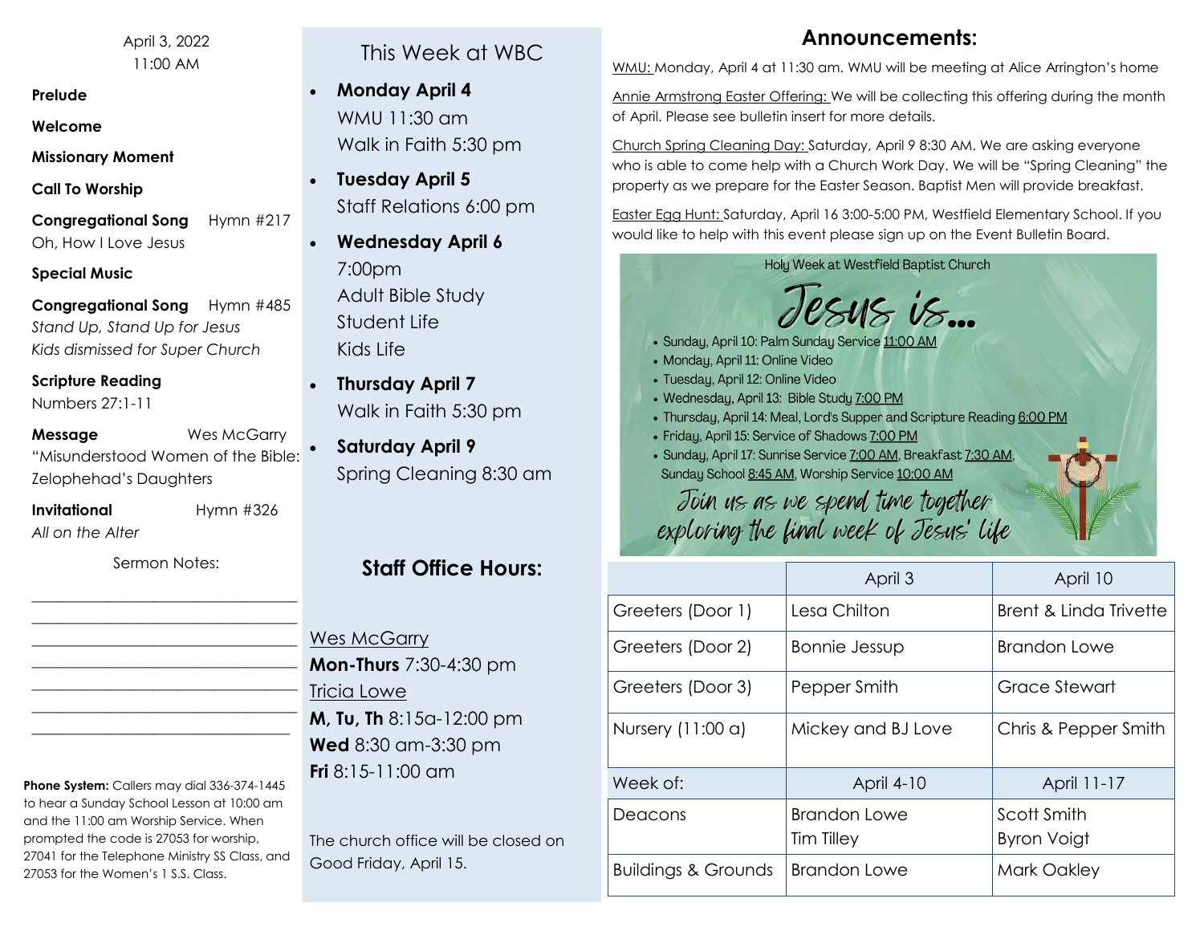April 3, 2022
11:00 AM

**Prelude**

**Welcome**

**Missionary Moment**

**Call To Worship**

**Congregational Song** Hymn #217
Oh, How I Love Jesus

**Special Music**

**Congregational Song** Hymn #485
*Stand Up, Stand Up for Jesus*
*Kids dismissed for Super Church*

**Scripture Reading**
Numbers 27:1-11

**Message** Wes McGarry
"Misunderstood Women of the Bible:
Zelophehad's Daughters

**Invitational** Hymn #326
*All on the Alter*

Sermon Notes:

\_\_\_\_\_\_\_\_\_\_\_\_\_\_\_\_\_\_\_\_\_\_\_\_\_\_\_\_\_\_\_\_
\_\_\_\_\_\_\_\_\_\_\_\_\_\_\_\_\_\_\_\_\_\_\_\_\_\_\_\_\_\_\_\_
\_\_\_\_\_\_\_\_\_\_\_\_\_\_\_\_\_\_\_\_\_\_\_\_\_\_\_\_\_\_\_\_
\_\_\_\_\_\_\_\_\_\_\_\_\_\_\_\_\_\_\_\_\_\_\_\_\_\_\_\_\_\_\_\_
\_\_\_\_\_\_\_\_\_\_\_\_\_\_\_\_\_\_\_\_\_\_\_\_\_\_\_\_\_\_\_\_
\_\_\_\_\_\_\_\_\_\_\_\_\_\_\_\_\_\_\_\_\_\_\_\_\_\_\_\_\_\_\_\_
\_\_\_\_\_\_\_\_\_\_\_\_\_\_\_\_\_\_\_\_\_\_\_\_\_\_\_\_\_\_\_\_

**Phone System:** Callers may dial 336-374-1445 to hear a Sunday School Lesson at 10:00 am and the 11:00 am Worship Service. When prompted the code is 27053 for worship, 27041 for the Telephone Ministry SS Class, and 27053 for the Women's 1 S.S. Class.

## This Week at WBC

- **Monday April 4**
  WMU 11:30 am
  Walk in Faith 5:30 pm
- **Tuesday April 5**
  Staff Relations 6:00 pm
- **Wednesday April 6**
  7:00pm
  Adult Bible Study
  Student Life
  Kids Life
- **Thursday April 7**
  Walk in Faith 5:30 pm
- **Saturday April 9**
  Spring Cleaning 8:30 am

## Staff Office Hours:

Wes McGarry
**Mon-Thurs** 7:30-4:30 pm
Tricia Lowe
**M, Tu, Th** 8:15a-12:00 pm
**Wed** 8:30 am-3:30 pm
**Fri** 8:15-11:00 am

The church office will be closed on Good Friday, April 15.

## Announcements:

WMU: Monday, April 4 at 11:30 am. WMU will be meeting at Alice Arrington's home

Annie Armstrong Easter Offering: We will be collecting this offering during the month of April. Please see bulletin insert for more details.

Church Spring Cleaning Day: Saturday, April 9 8:30 AM. We are asking everyone who is able to come help with a Church Work Day. We will be "Spring Cleaning" the property as we prepare for the Easter Season. Baptist Men will provide breakfast.

Easter Egg Hunt: Saturday, April 16 3:00-5:00 PM, Westfield Elementary School. If you would like to help with this event please sign up on the Event Bulletin Board.

Holy Week at Westfield Baptist Church

Jesus is...

- Sunday, April 10: Palm Sunday Service 11:00 AM
- Monday, April 11: Online Video
- Tuesday, April 12: Online Video
- Wednesday, April 13: Bible Study 7:00 PM
- Thursday, April 14: Meal, Lord's Supper and Scripture Reading 6:00 PM
- Friday, April 15: Service of Shadows 7:00 PM
- Sunday, April 17: Sunrise Service 7:00 AM, Breakfast 7:30 AM, Sunday School 8:45 AM, Worship Service 10:00 AM

Join us as we spend time together exploring the final week of Jesus' life

| | April 3 | April 10 |
|---|---|---|
| Greeters (Door 1) | Lesa Chilton | Brent & Linda Trivette |
| Greeters (Door 2) | Bonnie Jessup | Brandon Lowe |
| Greeters (Door 3) | Pepper Smith | Grace Stewart |
| Nursery (11:00 a) | Mickey and BJ Love | Chris & Pepper Smith |
| Week of: | April 4-10 | April 11-17 |
| Deacons | Brandon Lowe<br>Tim Tilley | Scott Smith<br>Byron Voigt |
| Buildings & Grounds | Brandon Lowe | Mark Oakley |